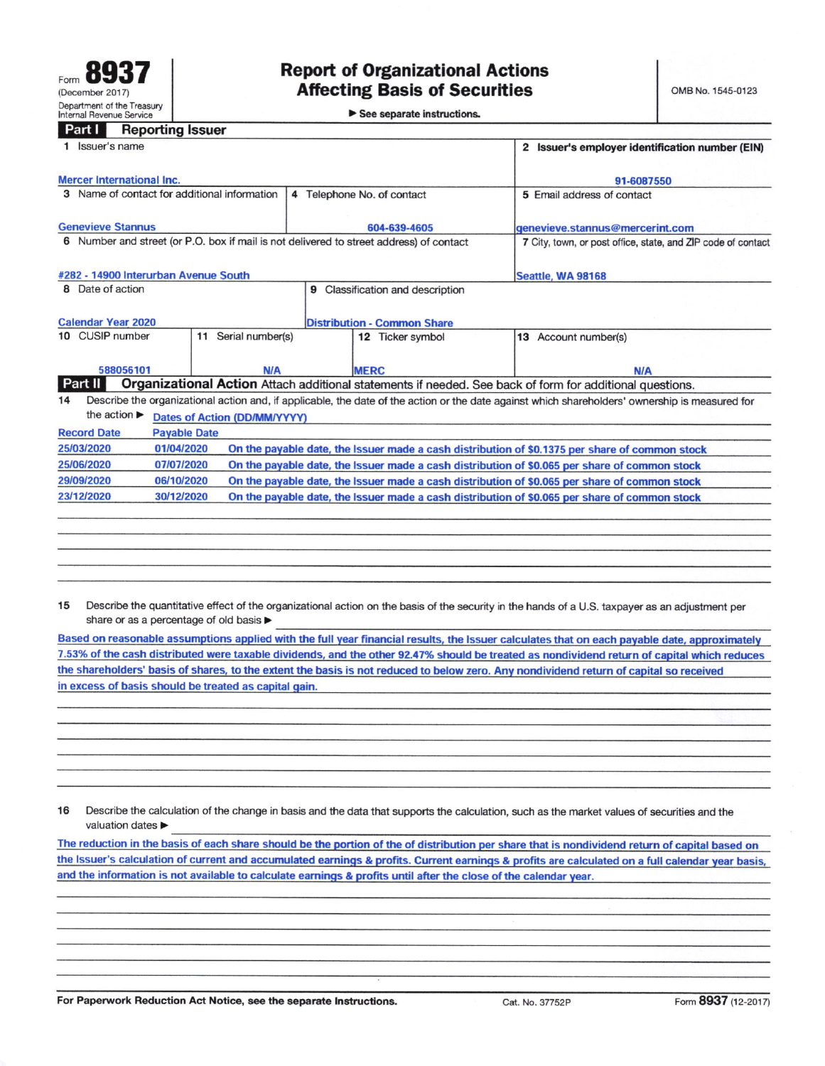Form **8937**
(December 2017)
Department of the Treasury
Internal Revenue Service

# Report of Organizational Actions Affecting Basis of Securities

► See separate instructions.

OMB No. 1545-0123

## Part I Reporting Issuer

| | |
|---|---|
| 1 Issuer's name: Mercer International Inc. | 2 Issuer's employer identification number (EIN): 91-6087550 |
| 3 Name of contact for additional information: Genevieve Stannus | 4 Telephone No. of contact: 604-639-4605 |
| 5 Email address of contact: genevieve.stannus@mercerint.com | |
| 6 Number and street (or P.O. box if mail is not delivered to street address) of contact: #282 - 14900 Interurban Avenue South | 7 City, town, or post office, state, and ZIP code of contact: Seattle, WA 98168 |
| 8 Date of action: Calendar Year 2020 | 9 Classification and description: Distribution - Common Share |

| 10 CUSIP number | 11 Serial number(s) | 12 Ticker symbol | 13 Account number(s) |
|---|---|---|---|
| 588056101 | N/A | MERC | N/A |

## Part II Organizational Action

Attach additional statements if needed. See back of form for additional questions.

**14** Describe the organizational action and, if applicable, the date of the action or the date against which shareholders' ownership is measured for the action ► Dates of Action (DD/MM/YYYY)

| Record Date | Payable Date | |
|---|---|---|
| 25/03/2020 | 01/04/2020 | On the payable date, the Issuer made a cash distribution of $0.1375 per share of common stock |
| 25/06/2020 | 07/07/2020 | On the payable date, the Issuer made a cash distribution of $0.065 per share of common stock |
| 29/09/2020 | 06/10/2020 | On the payable date, the Issuer made a cash distribution of $0.065 per share of common stock |
| 23/12/2020 | 30/12/2020 | On the payable date, the Issuer made a cash distribution of $0.065 per share of common stock |

**15** Describe the quantitative effect of the organizational action on the basis of the security in the hands of a U.S. taxpayer as an adjustment per share or as a percentage of old basis ►

Based on reasonable assumptions applied with the full year financial results, the Issuer calculates that on each payable date, approximately 7.53% of the cash distributed were taxable dividends, and the other 92.47% should be treated as nondividend return of capital which reduces the shareholders' basis of shares, to the extent the basis is not reduced to below zero. Any nondividend return of capital so received in excess of basis should be treated as capital gain.

**16** Describe the calculation of the change in basis and the data that supports the calculation, such as the market values of securities and the valuation dates ►

The reduction in the basis of each share should be the portion of the of distribution per share that is nondividend return of capital based on the Issuer's calculation of current and accumulated earnings & profits. Current earnings & profits are calculated on a full calendar year basis, and the information is not available to calculate earnings & profits until after the close of the calendar year.

For Paperwork Reduction Act Notice, see the separate Instructions. Cat. No. 37752P Form **8937** (12-2017)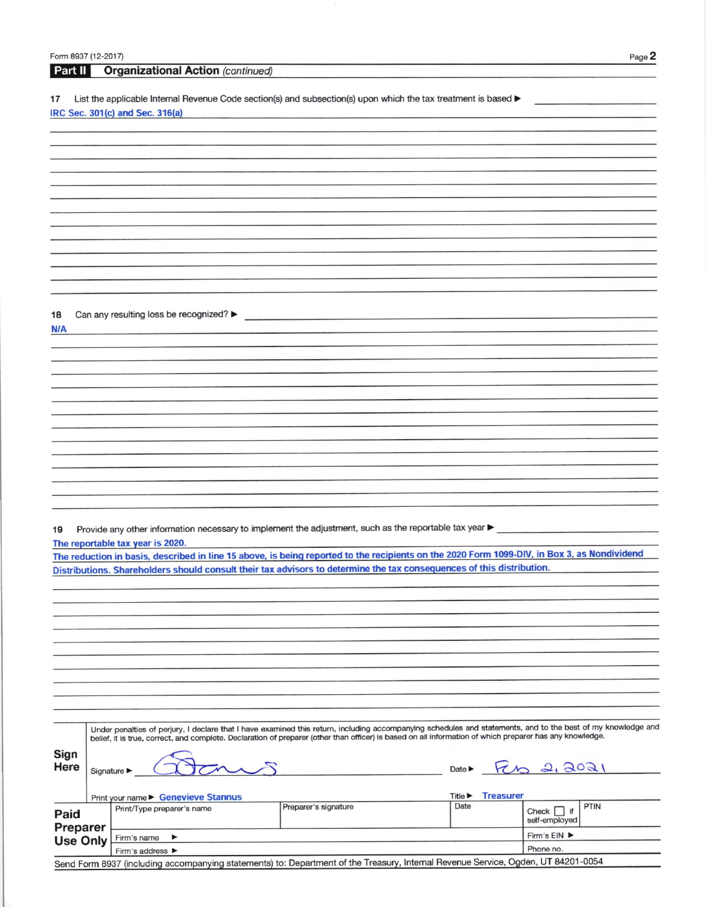Form 8937 (12-2017)

## Part II Organizational Action *(continued)*

**17** List the applicable Internal Revenue Code section(s) and subsection(s) upon which the tax treatment is based ▶

IRC Sec. 301(c) and Sec. 316(a)

**18** Can any resulting loss be recognized? ▶

N/A

**19** Provide any other information necessary to implement the adjustment, such as the reportable tax year ▶

The reportable tax year is 2020.

The reduction in basis, described in line 15 above, is being reported to the recipients on the 2020 Form 1099-DIV, in Box 3, as Nondividend Distributions. Shareholders should consult their tax advisors to determine the tax consequences of this distribution.

**Sign Here**

Under penalties of perjury, I declare that I have examined this return, including accompanying schedules and statements, and to the best of my knowledge and belief, it is true, correct, and complete. Declaration of preparer (other than officer) is based on all information of which preparer has any knowledge.

Signature ▶ [signature] Date ▶ Feb 2, 2021

Print your name ▶ Genevieve Stannus Title ▶ Treasurer

| Paid Preparer Use Only | | | | |
|---|---|---|---|---|
| Print/Type preparer's name | Preparer's signature | Date | Check ☐ if self-employed | PTIN |
| Firm's name ▶ | | | Firm's EIN ▶ | |
| Firm's address ▶ | | | Phone no. | |

Send Form 8937 (including accompanying statements) to: Department of the Treasury, Internal Revenue Service, Ogden, UT 84201-0054